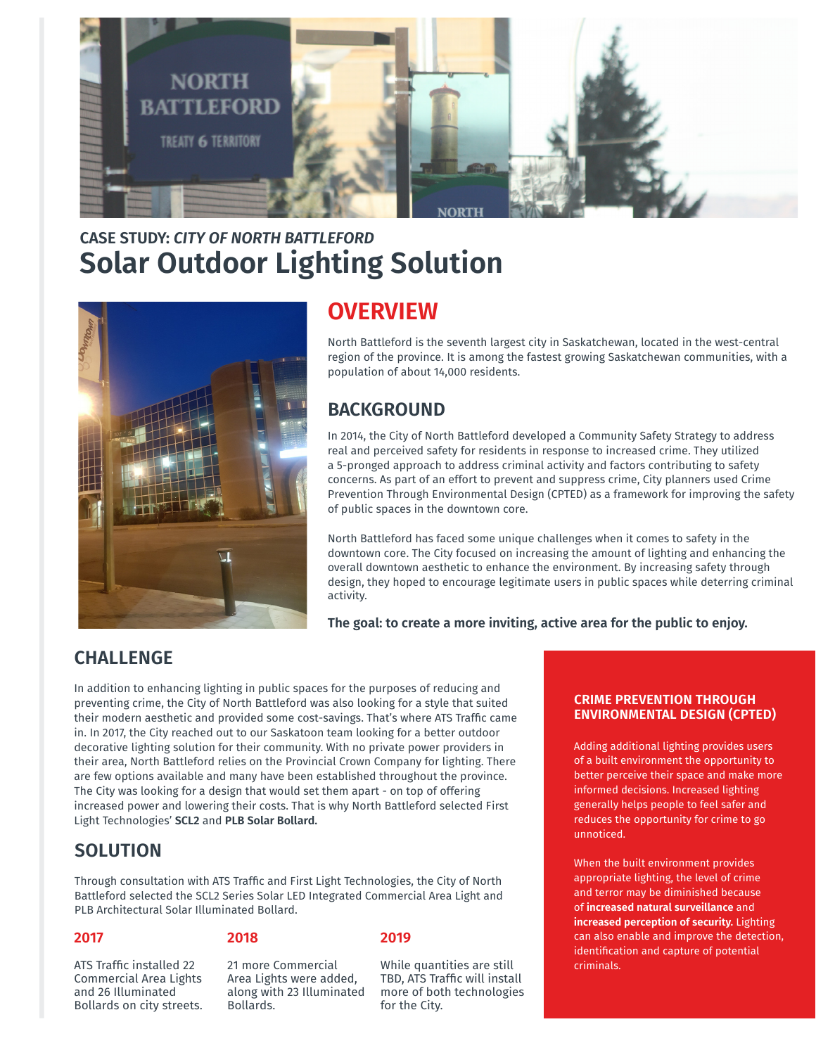CASE STUDY: *CITY OF NORTH BATTLEFORD*

# Solar Outdoor Lighting Solution

## OVERVIEW

North Battleford is the seventh largest city in Saskatchewan, located in the west-central region of the province. It is among the fastest growing Saskatchewan communities, with a population of about 14,000 residents.

## BACKGROUND

In 2014, the City of North Battleford developed a Community Safety Strategy to address real and perceived safety for residents in response to increased crime. They utilized a 5-pronged approach to address criminal activity and factors contributing to safety concerns. As part of an effort to prevent and suppress crime, City planners used Crime Prevention Through Environmental Design (CPTED) as a framework for improving the safety of public spaces in the downtown core.

North Battleford has faced some unique challenges when it comes to safety in the downtown core. The City focused on increasing the amount of lighting and enhancing the overall downtown aesthetic to enhance the environment. By increasing safety through design, they hoped to encourage legitimate users in public spaces while deterring criminal activity.

**The goal: to create a more inviting, active area for the public to enjoy.**

## CHALLENGE

In addition to enhancing lighting in public spaces for the purposes of reducing and preventing crime, the City of North Battleford was also looking for a style that suited their modern aesthetic and provided some cost-savings. That's where ATS Traffic came in. In 2017, the City reached out to our Saskatoon team looking for a better outdoor decorative lighting solution for their community. With no private power providers in their area, North Battleford relies on the Provincial Crown Company for lighting. There are few options available and many have been established throughout the province. The City was looking for a design that would set them apart - on top of offering increased power and lowering their costs. That is why North Battleford selected First Light Technologies' **SCL2** and **PLB Solar Bollard.**

## SOLUTION

Through consultation with ATS Traffic and First Light Technologies, the City of North Battleford selected the SCL2 Series Solar LED Integrated Commercial Area Light and PLB Architectural Solar Illuminated Bollard.

### 2017

ATS Traffic installed 22 Commercial Area Lights and 26 Illuminated Bollards on city streets.

### 2018

21 more Commercial Area Lights were added, along with 23 Illuminated Bollards.

### 2019

While quantities are still TBD, ATS Traffic will install more of both technologies for the City.

### CRIME PREVENTION THROUGH ENVIRONMENTAL DESIGN (CPTED)

Adding additional lighting provides users of a built environment the opportunity to better perceive their space and make more informed decisions. Increased lighting generally helps people to feel safer and reduces the opportunity for crime to go unnoticed.

When the built environment provides appropriate lighting, the level of crime and terror may be diminished because of **increased natural surveillance** and **increased perception of security.** Lighting can also enable and improve the detection, identification and capture of potential criminals.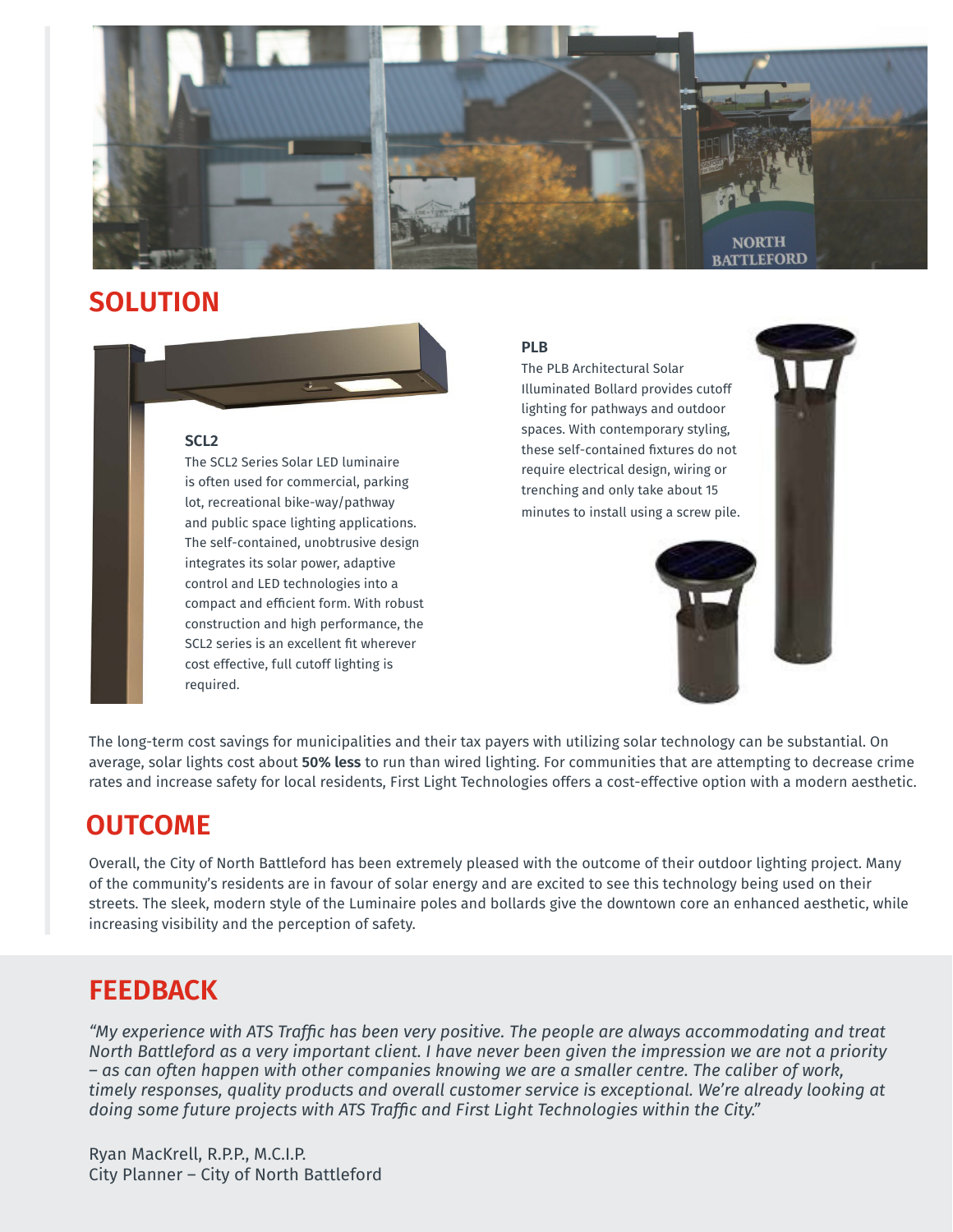## SOLUTION

### SCL2

The SCL2 Series Solar LED luminaire is often used for commercial, parking lot, recreational bike-way/pathway and public space lighting applications. The self-contained, unobtrusive design integrates its solar power, adaptive control and LED technologies into a compact and efficient form. With robust construction and high performance, the SCL2 series is an excellent fit wherever cost effective, full cutoff lighting is required.

### PLB

The PLB Architectural Solar Illuminated Bollard provides cutoff lighting for pathways and outdoor spaces. With contemporary styling, these self-contained fixtures do not require electrical design, wiring or trenching and only take about 15 minutes to install using a screw pile.

The long-term cost savings for municipalities and their tax payers with utilizing solar technology can be substantial. On average, solar lights cost about **50% less** to run than wired lighting. For communities that are attempting to decrease crime rates and increase safety for local residents, First Light Technologies offers a cost-effective option with a modern aesthetic.

## OUTCOME

Overall, the City of North Battleford has been extremely pleased with the outcome of their outdoor lighting project. Many of the community's residents are in favour of solar energy and are excited to see this technology being used on their streets. The sleek, modern style of the Luminaire poles and bollards give the downtown core an enhanced aesthetic, while increasing visibility and the perception of safety.

## FEEDBACK

*"My experience with ATS Traffic has been very positive. The people are always accommodating and treat North Battleford as a very important client. I have never been given the impression we are not a priority – as can often happen with other companies knowing we are a smaller centre. The caliber of work, timely responses, quality products and overall customer service is exceptional. We're already looking at doing some future projects with ATS Traffic and First Light Technologies within the City."*

Ryan MacKrell, R.P.P., M.C.I.P.
City Planner – City of North Battleford